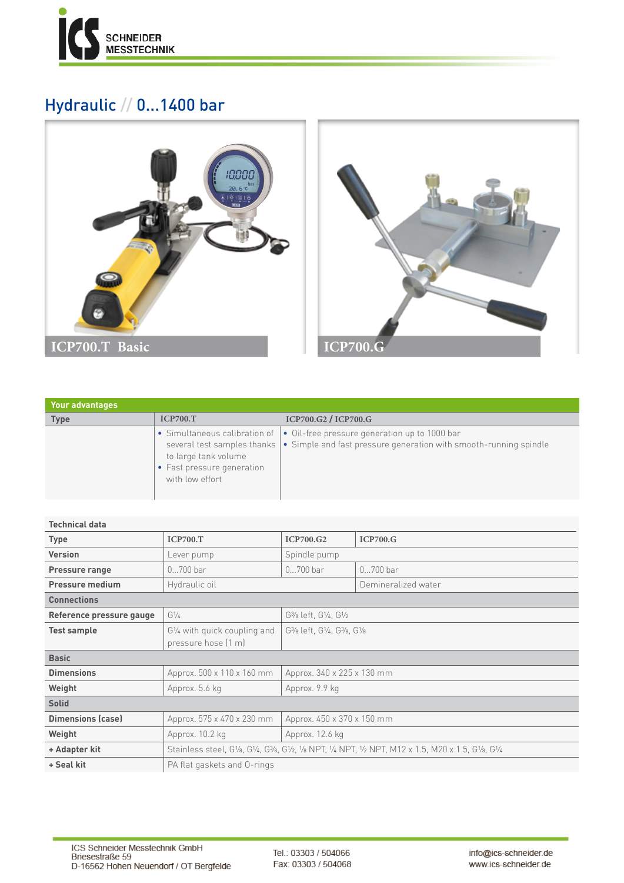# Hydraulic // 0...1400 bar

ICP700.T Basic

ICP700.G

| Your advantages | | |
|---|---|---|
| **Type** | **ICP700.T** | **ICP700.G2 / ICP700.G** |
| | • Simultaneous calibration of several test samples thanks to large tank volume<br>• Fast pressure generation with low effort | • Oil-free pressure generation up to 1000 bar<br>• Simple and fast pressure generation with smooth-running spindle |

| Technical data | | | |
|---|---|---|---|
| **Type** | **ICP700.T** | **ICP700.G2** | **ICP700.G** |
| **Version** | Lever pump | Spindle pump | |
| **Pressure range** | 0...700 bar | 0...700 bar | 0...700 bar |
| **Pressure medium** | Hydraulic oil | | Demineralized water |
| **Connections** | | | |
| **Reference pressure gauge** | G¼ | G⅜ left, G¼, G½ | |
| **Test sample** | G¼ with quick coupling and pressure hose (1 m) | G⅜ left, G¼, G⅜, G⅛ | |
| **Basic** | | | |
| **Dimensions** | Approx. 500 x 110 x 160 mm | Approx. 340 x 225 x 130 mm | |
| **Weight** | Approx. 5.6 kg | Approx. 9.9 kg | |
| **Solid** | | | |
| **Dimensions (case)** | Approx. 575 x 470 x 230 mm | Approx. 450 x 370 x 150 mm | |
| **Weight** | Approx. 10.2 kg | Approx. 12.6 kg | |
| **+ Adapter kit** | Stainless steel, G⅛, G¼, G⅜, G½, ⅛ NPT, ¼ NPT, ½ NPT, M12 x 1.5, M20 x 1.5, G⅛, G¼ | | |
| **+ Seal kit** | PA flat gaskets and O-rings | | |

ICS Schneider Messtechnik GmbH
Briesestraße 59
D-16562 Hohen Neuendorf / OT Bergfelde

Tel.: 03303 / 504066
Fax: 03303 / 504068

info@ics-schneider.de
www.ics-schneider.de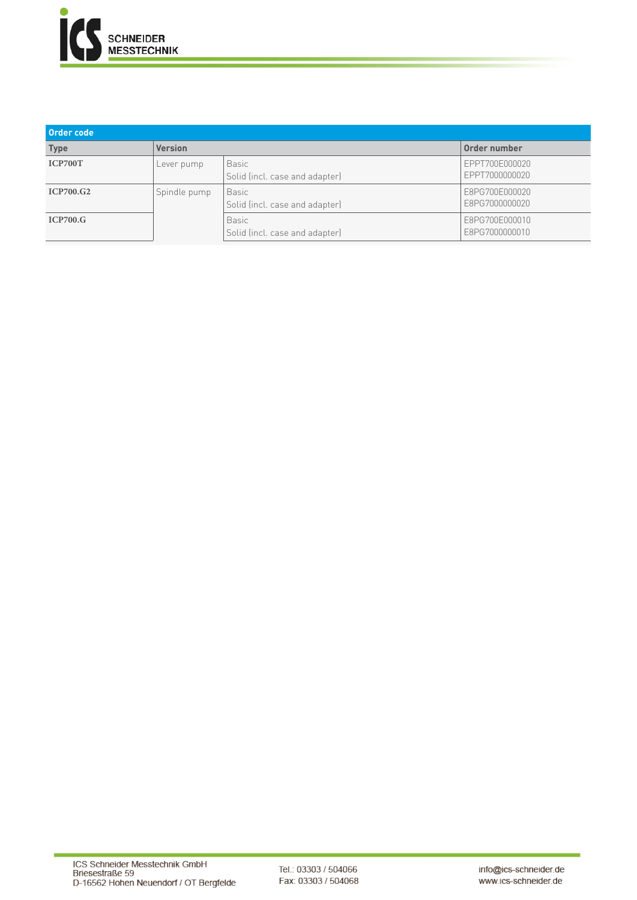## Order code

| Type | Version | | Order number |
|---|---|---|---|
| **ICP700T** | Lever pump | Basic<br>Solid (incl. case and adapter) | EPPT700E000020<br>EPPT7000000020 |
| **ICP700.G2** | Spindle pump | Basic<br>Solid (incl. case and adapter) | E8PG700E000020<br>E8PG7000000020 |
| **ICP700.G** | | Basic<br>Solid (incl. case and adapter) | E8PG700E000010<br>E8PG7000000010 |